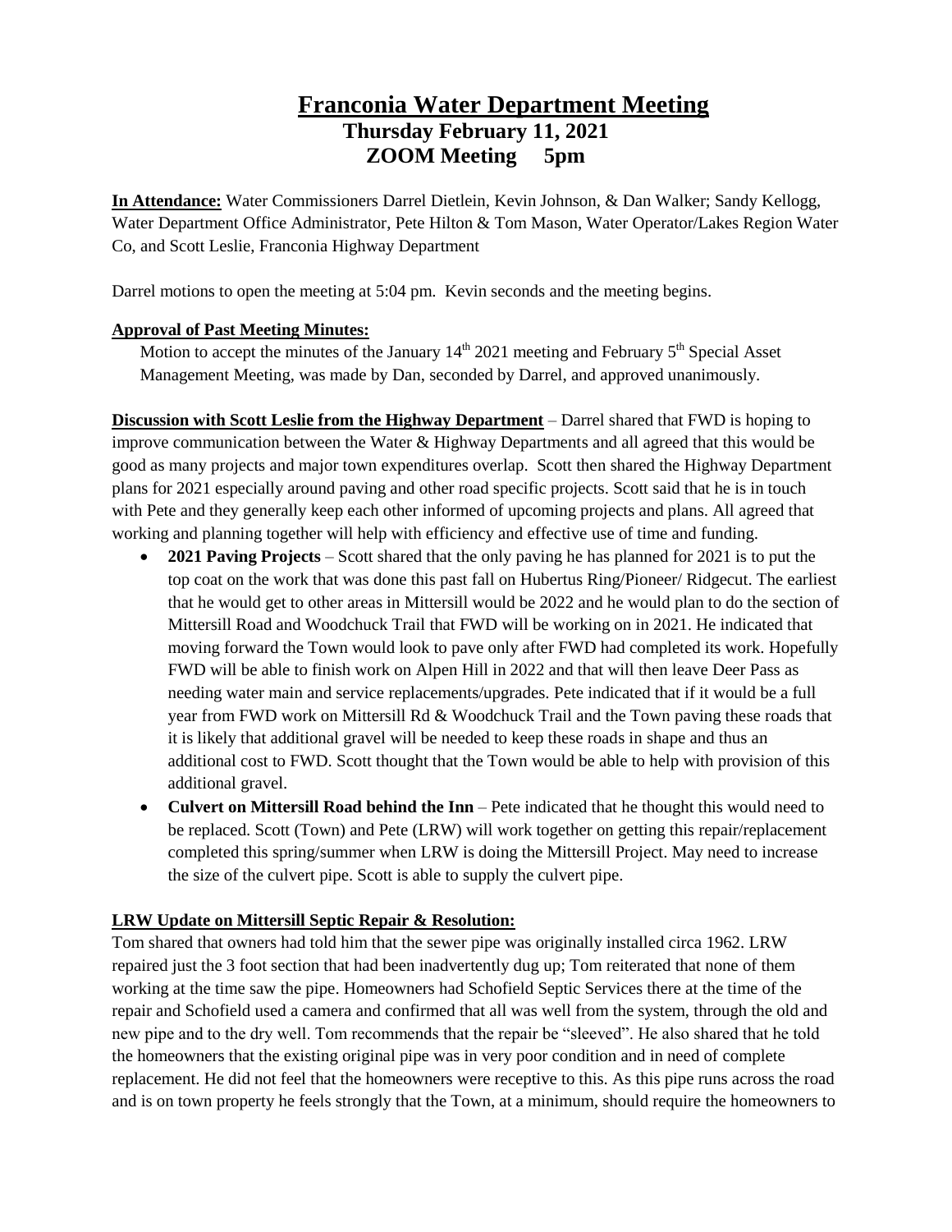# Franconia Water Department Meeting

## Thursday February 11, 2021

## ZOOM Meeting 5pm

**In Attendance:** Water Commissioners Darrel Dietlein, Kevin Johnson, & Dan Walker; Sandy Kellogg, Water Department Office Administrator, Pete Hilton & Tom Mason, Water Operator/Lakes Region Water Co, and Scott Leslie, Franconia Highway Department

Darrel motions to open the meeting at 5:04 pm. Kevin seconds and the meeting begins.

**Approval of Past Meeting Minutes:**

Motion to accept the minutes of the January 14th 2021 meeting and February 5th Special Asset Management Meeting, was made by Dan, seconded by Darrel, and approved unanimously.

**Discussion with Scott Leslie from the Highway Department** – Darrel shared that FWD is hoping to improve communication between the Water & Highway Departments and all agreed that this would be good as many projects and major town expenditures overlap. Scott then shared the Highway Department plans for 2021 especially around paving and other road specific projects. Scott said that he is in touch with Pete and they generally keep each other informed of upcoming projects and plans. All agreed that working and planning together will help with efficiency and effective use of time and funding.

- **2021 Paving Projects** – Scott shared that the only paving he has planned for 2021 is to put the top coat on the work that was done this past fall on Hubertus Ring/Pioneer/ Ridgecut. The earliest that he would get to other areas in Mittersill would be 2022 and he would plan to do the section of Mittersill Road and Woodchuck Trail that FWD will be working on in 2021. He indicated that moving forward the Town would look to pave only after FWD had completed its work. Hopefully FWD will be able to finish work on Alpen Hill in 2022 and that will then leave Deer Pass as needing water main and service replacements/upgrades. Pete indicated that if it would be a full year from FWD work on Mittersill Rd & Woodchuck Trail and the Town paving these roads that it is likely that additional gravel will be needed to keep these roads in shape and thus an additional cost to FWD. Scott thought that the Town would be able to help with provision of this additional gravel.
- **Culvert on Mittersill Road behind the Inn** – Pete indicated that he thought this would need to be replaced. Scott (Town) and Pete (LRW) will work together on getting this repair/replacement completed this spring/summer when LRW is doing the Mittersill Project. May need to increase the size of the culvert pipe. Scott is able to supply the culvert pipe.

**LRW Update on Mittersill Septic Repair & Resolution:**

Tom shared that owners had told him that the sewer pipe was originally installed circa 1962. LRW repaired just the 3 foot section that had been inadvertently dug up; Tom reiterated that none of them working at the time saw the pipe. Homeowners had Schofield Septic Services there at the time of the repair and Schofield used a camera and confirmed that all was well from the system, through the old and new pipe and to the dry well. Tom recommends that the repair be "sleeved". He also shared that he told the homeowners that the existing original pipe was in very poor condition and in need of complete replacement. He did not feel that the homeowners were receptive to this. As this pipe runs across the road and is on town property he feels strongly that the Town, at a minimum, should require the homeowners to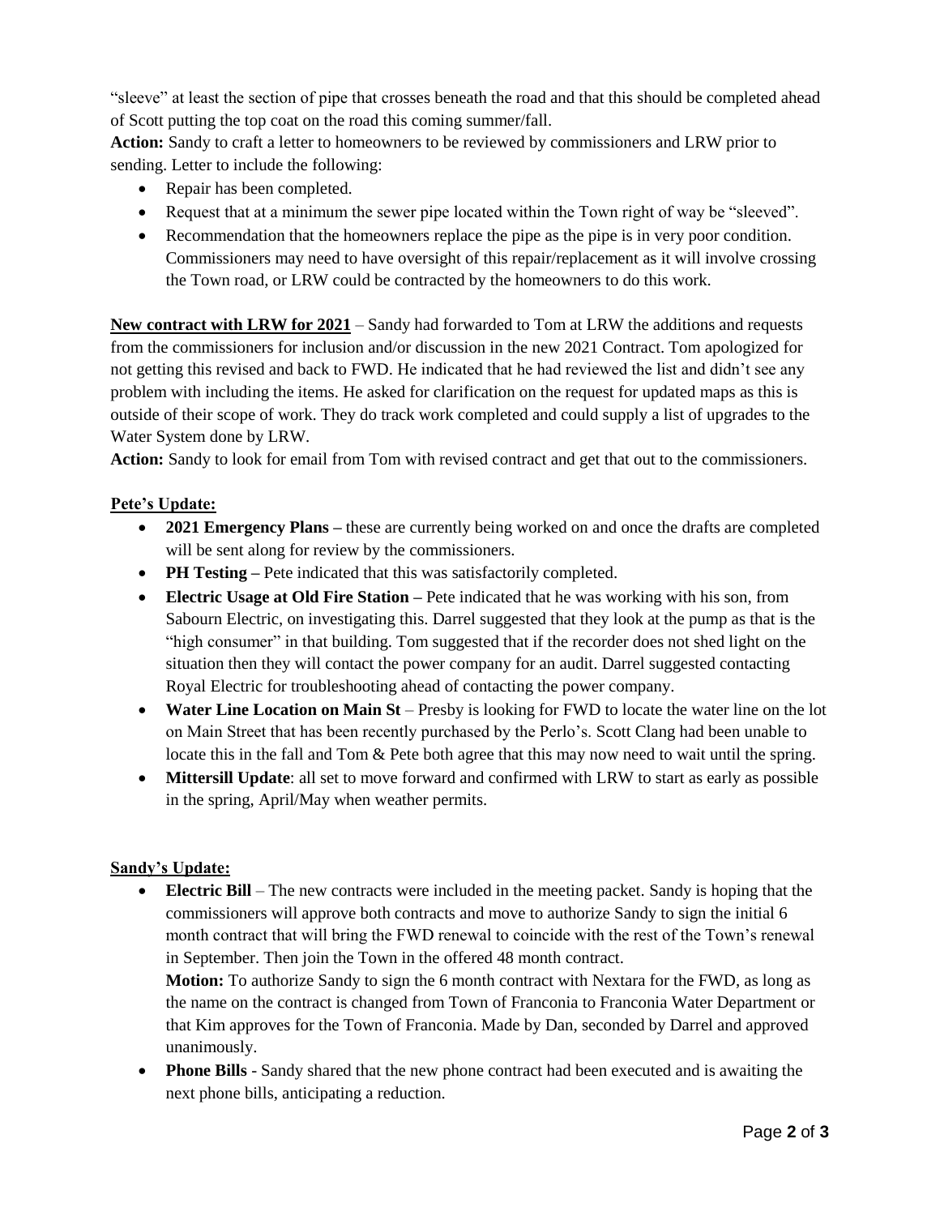"sleeve" at least the section of pipe that crosses beneath the road and that this should be completed ahead of Scott putting the top coat on the road this coming summer/fall.

**Action:** Sandy to craft a letter to homeowners to be reviewed by commissioners and LRW prior to sending. Letter to include the following:

- Repair has been completed.
- Request that at a minimum the sewer pipe located within the Town right of way be "sleeved".
- Recommendation that the homeowners replace the pipe as the pipe is in very poor condition. Commissioners may need to have oversight of this repair/replacement as it will involve crossing the Town road, or LRW could be contracted by the homeowners to do this work.

**New contract with LRW for 2021** – Sandy had forwarded to Tom at LRW the additions and requests from the commissioners for inclusion and/or discussion in the new 2021 Contract. Tom apologized for not getting this revised and back to FWD. He indicated that he had reviewed the list and didn't see any problem with including the items. He asked for clarification on the request for updated maps as this is outside of their scope of work. They do track work completed and could supply a list of upgrades to the Water System done by LRW.

**Action:** Sandy to look for email from Tom with revised contract and get that out to the commissioners.

**Pete's Update:**

- **2021 Emergency Plans –** these are currently being worked on and once the drafts are completed will be sent along for review by the commissioners.
- **PH Testing –** Pete indicated that this was satisfactorily completed.
- **Electric Usage at Old Fire Station –** Pete indicated that he was working with his son, from Sabourn Electric, on investigating this. Darrel suggested that they look at the pump as that is the "high consumer" in that building. Tom suggested that if the recorder does not shed light on the situation then they will contact the power company for an audit. Darrel suggested contacting Royal Electric for troubleshooting ahead of contacting the power company.
- **Water Line Location on Main St** – Presby is looking for FWD to locate the water line on the lot on Main Street that has been recently purchased by the Perlo's. Scott Clang had been unable to locate this in the fall and Tom & Pete both agree that this may now need to wait until the spring.
- **Mittersill Update**: all set to move forward and confirmed with LRW to start as early as possible in the spring, April/May when weather permits.

**Sandy's Update:**

- **Electric Bill** – The new contracts were included in the meeting packet. Sandy is hoping that the commissioners will approve both contracts and move to authorize Sandy to sign the initial 6 month contract that will bring the FWD renewal to coincide with the rest of the Town's renewal in September. Then join the Town in the offered 48 month contract.

  **Motion:** To authorize Sandy to sign the 6 month contract with Nextara for the FWD, as long as the name on the contract is changed from Town of Franconia to Franconia Water Department or that Kim approves for the Town of Franconia. Made by Dan, seconded by Darrel and approved unanimously.
- **Phone Bills** - Sandy shared that the new phone contract had been executed and is awaiting the next phone bills, anticipating a reduction.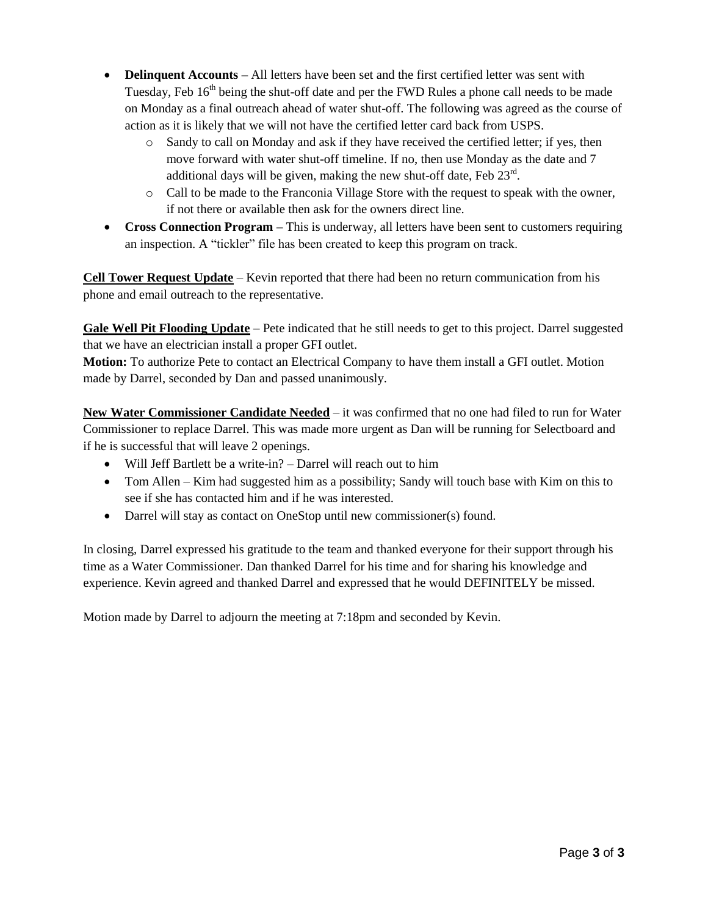- **Delinquent Accounts –** All letters have been set and the first certified letter was sent with Tuesday, Feb 16th being the shut-off date and per the FWD Rules a phone call needs to be made on Monday as a final outreach ahead of water shut-off. The following was agreed as the course of action as it is likely that we will not have the certified letter card back from USPS.
    - Sandy to call on Monday and ask if they have received the certified letter; if yes, then move forward with water shut-off timeline. If no, then use Monday as the date and 7 additional days will be given, making the new shut-off date, Feb 23rd.
    - Call to be made to the Franconia Village Store with the request to speak with the owner, if not there or available then ask for the owners direct line.
- **Cross Connection Program –** This is underway, all letters have been sent to customers requiring an inspection. A "tickler" file has been created to keep this program on track.

**Cell Tower Request Update** – Kevin reported that there had been no return communication from his phone and email outreach to the representative.

**Gale Well Pit Flooding Update** – Pete indicated that he still needs to get to this project. Darrel suggested that we have an electrician install a proper GFI outlet.

**Motion:** To authorize Pete to contact an Electrical Company to have them install a GFI outlet. Motion made by Darrel, seconded by Dan and passed unanimously.

**New Water Commissioner Candidate Needed** – it was confirmed that no one had filed to run for Water Commissioner to replace Darrel. This was made more urgent as Dan will be running for Selectboard and if he is successful that will leave 2 openings.

- Will Jeff Bartlett be a write-in? – Darrel will reach out to him
- Tom Allen – Kim had suggested him as a possibility; Sandy will touch base with Kim on this to see if she has contacted him and if he was interested.
- Darrel will stay as contact on OneStop until new commissioner(s) found.

In closing, Darrel expressed his gratitude to the team and thanked everyone for their support through his time as a Water Commissioner. Dan thanked Darrel for his time and for sharing his knowledge and experience. Kevin agreed and thanked Darrel and expressed that he would DEFINITELY be missed.

Motion made by Darrel to adjourn the meeting at 7:18pm and seconded by Kevin.